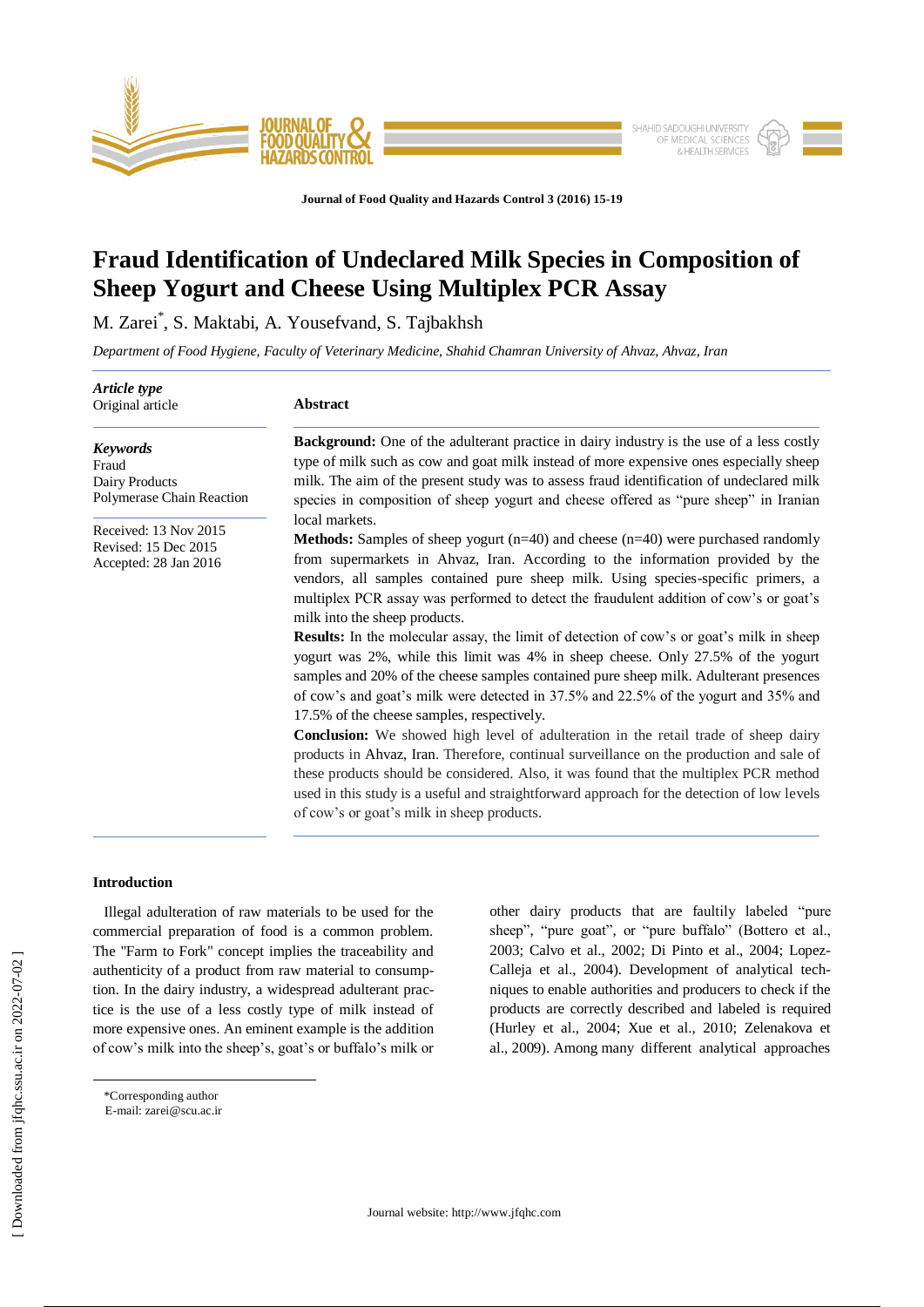# Fraud Identification of Undeclared Milk Species in Composition of Sheep Yogurt and Cheese Using Multiplex PCR Assay

M. Zarei*, S. Maktabi, A. Yousefvand, S. Tajbakhsh

*Department of Food Hygiene, Faculty of Veterinary Medicine, Shahid Chamran University of Ahvaz, Ahvaz, Iran*

***Article type***
Original article

***Keywords***
Fraud
Dairy Products
Polymerase Chain Reaction

Received: 13 Nov 2015
Revised: 15 Dec 2015
Accepted: 28 Jan 2016

## Abstract

**Background:** One of the adulterant practice in dairy industry is the use of a less costly type of milk such as cow and goat milk instead of more expensive ones especially sheep milk. The aim of the present study was to assess fraud identification of undeclared milk species in composition of sheep yogurt and cheese offered as "pure sheep" in Iranian local markets.

**Methods:** Samples of sheep yogurt (n=40) and cheese (n=40) were purchased randomly from supermarkets in Ahvaz, Iran. According to the information provided by the vendors, all samples contained pure sheep milk. Using species-specific primers, a multiplex PCR assay was performed to detect the fraudulent addition of cow's or goat's milk into the sheep products.

**Results:** In the molecular assay, the limit of detection of cow's or goat's milk in sheep yogurt was 2%, while this limit was 4% in sheep cheese. Only 27.5% of the yogurt samples and 20% of the cheese samples contained pure sheep milk. Adulterant presences of cow's and goat's milk were detected in 37.5% and 22.5% of the yogurt and 35% and 17.5% of the cheese samples, respectively.

**Conclusion:** We showed high level of adulteration in the retail trade of sheep dairy products in Ahvaz, Iran. Therefore, continual surveillance on the production and sale of these products should be considered. Also, it was found that the multiplex PCR method used in this study is a useful and straightforward approach for the detection of low levels of cow's or goat's milk in sheep products.

## Introduction

Illegal adulteration of raw materials to be used for the commercial preparation of food is a common problem. The "Farm to Fork" concept implies the traceability and authenticity of a product from raw material to consumption. In the dairy industry, a widespread adulterant practice is the use of a less costly type of milk instead of more expensive ones. An eminent example is the addition of cow's milk into the sheep's, goat's or buffalo's milk or other dairy products that are faultily labeled "pure sheep", "pure goat", or "pure buffalo" (Bottero et al., 2003; Calvo et al., 2002; Di Pinto et al., 2004; Lopez-Calleja et al., 2004). Development of analytical techniques to enable authorities and producers to check if the products are correctly described and labeled is required (Hurley et al., 2004; Xue et al., 2010; Zelenakova et al., 2009). Among many different analytical approaches

*Corresponding author
E-mail: zarei@scu.ac.ir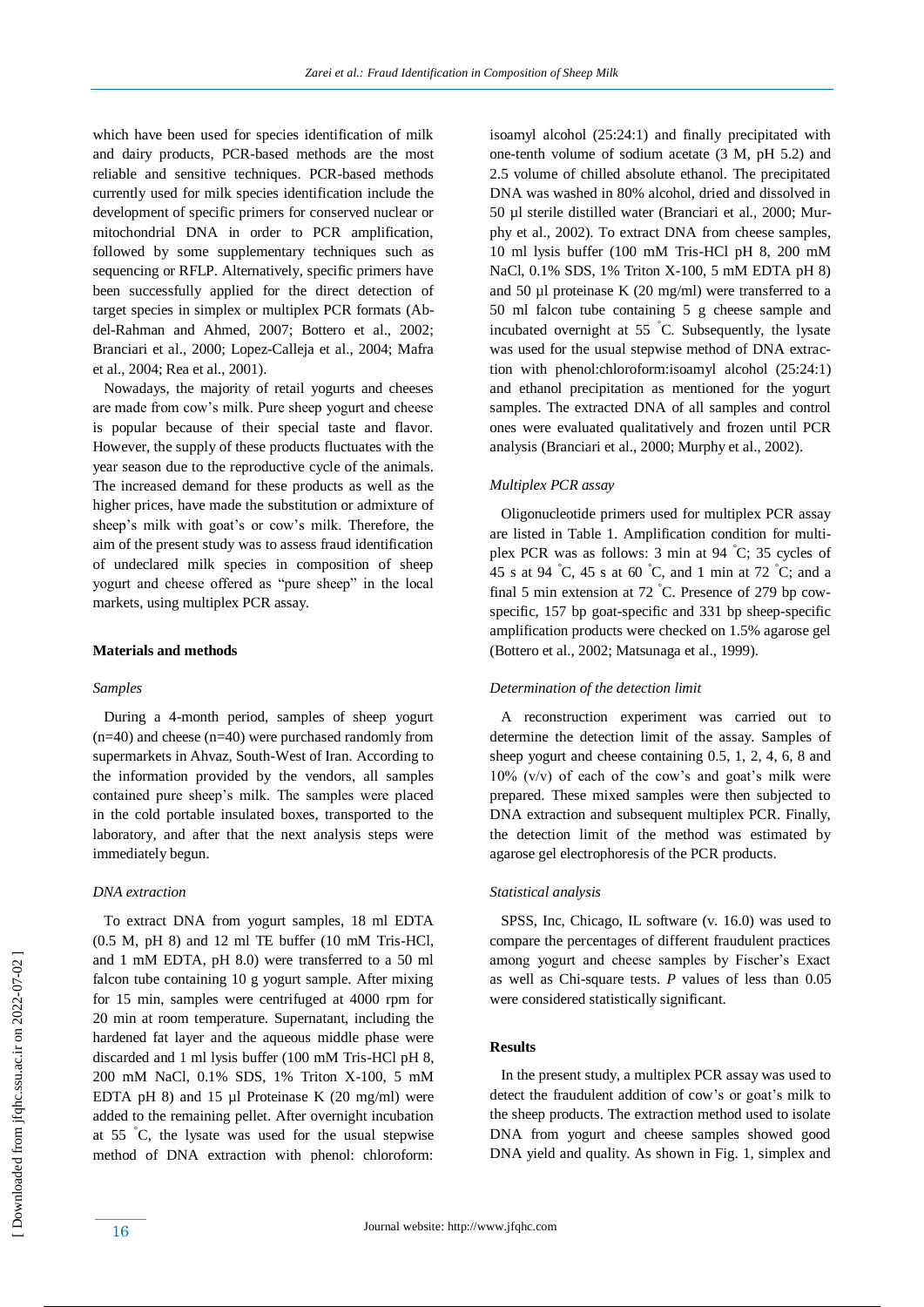which have been used for species identification of milk and dairy products, PCR-based methods are the most reliable and sensitive techniques. PCR-based methods currently used for milk species identification include the development of specific primers for conserved nuclear or mitochondrial DNA in order to PCR amplification, followed by some supplementary techniques such as sequencing or RFLP. Alternatively, specific primers have been successfully applied for the direct detection of target species in simplex or multiplex PCR formats (Abdel-Rahman and Ahmed, 2007; Bottero et al., 2002; Branciari et al., 2000; Lopez-Calleja et al., 2004; Mafra et al., 2004; Rea et al., 2001).

Nowadays, the majority of retail yogurts and cheeses are made from cow's milk. Pure sheep yogurt and cheese is popular because of their special taste and flavor. However, the supply of these products fluctuates with the year season due to the reproductive cycle of the animals. The increased demand for these products as well as the higher prices, have made the substitution or admixture of sheep's milk with goat's or cow's milk. Therefore, the aim of the present study was to assess fraud identification of undeclared milk species in composition of sheep yogurt and cheese offered as "pure sheep" in the local markets, using multiplex PCR assay.

## Materials and methods

### *Samples*

During a 4-month period, samples of sheep yogurt (n=40) and cheese (n=40) were purchased randomly from supermarkets in Ahvaz, South-West of Iran. According to the information provided by the vendors, all samples contained pure sheep's milk. The samples were placed in the cold portable insulated boxes, transported to the laboratory, and after that the next analysis steps were immediately begun.

### *DNA extraction*

To extract DNA from yogurt samples, 18 ml EDTA (0.5 M, pH 8) and 12 ml TE buffer (10 mM Tris-HCl, and 1 mM EDTA, pH 8.0) were transferred to a 50 ml falcon tube containing 10 g yogurt sample. After mixing for 15 min, samples were centrifuged at 4000 rpm for 20 min at room temperature. Supernatant, including the hardened fat layer and the aqueous middle phase were discarded and 1 ml lysis buffer (100 mM Tris-HCl pH 8, 200 mM NaCl, 0.1% SDS, 1% Triton X-100, 5 mM EDTA pH 8) and 15 µl Proteinase K (20 mg/ml) were added to the remaining pellet. After overnight incubation at 55 °C, the lysate was used for the usual stepwise method of DNA extraction with phenol: chloroform: isoamyl alcohol (25:24:1) and finally precipitated with one-tenth volume of sodium acetate (3 M, pH 5.2) and 2.5 volume of chilled absolute ethanol. The precipitated DNA was washed in 80% alcohol, dried and dissolved in 50 µl sterile distilled water (Branciari et al., 2000; Murphy et al., 2002). To extract DNA from cheese samples, 10 ml lysis buffer (100 mM Tris-HCl pH 8, 200 mM NaCl, 0.1% SDS, 1% Triton X-100, 5 mM EDTA pH 8) and 50 µl proteinase K (20 mg/ml) were transferred to a 50 ml falcon tube containing 5 g cheese sample and incubated overnight at 55 °C. Subsequently, the lysate was used for the usual stepwise method of DNA extraction with phenol:chloroform:isoamyl alcohol (25:24:1) and ethanol precipitation as mentioned for the yogurt samples. The extracted DNA of all samples and control ones were evaluated qualitatively and frozen until PCR analysis (Branciari et al., 2000; Murphy et al., 2002).

### *Multiplex PCR assay*

Oligonucleotide primers used for multiplex PCR assay are listed in Table 1. Amplification condition for multiplex PCR was as follows: 3 min at 94 °C; 35 cycles of 45 s at 94 °C, 45 s at 60 °C, and 1 min at 72 °C; and a final 5 min extension at 72 °C. Presence of 279 bp cow-specific, 157 bp goat-specific and 331 bp sheep-specific amplification products were checked on 1.5% agarose gel (Bottero et al., 2002; Matsunaga et al., 1999).

### *Determination of the detection limit*

A reconstruction experiment was carried out to determine the detection limit of the assay. Samples of sheep yogurt and cheese containing 0.5, 1, 2, 4, 6, 8 and 10% (v/v) of each of the cow's and goat's milk were prepared. These mixed samples were then subjected to DNA extraction and subsequent multiplex PCR. Finally, the detection limit of the method was estimated by agarose gel electrophoresis of the PCR products.

### *Statistical analysis*

SPSS, Inc, Chicago, IL software (v. 16.0) was used to compare the percentages of different fraudulent practices among yogurt and cheese samples by Fischer's Exact as well as Chi-square tests. *P* values of less than 0.05 were considered statistically significant.

## Results

In the present study, a multiplex PCR assay was used to detect the fraudulent addition of cow's or goat's milk to the sheep products. The extraction method used to isolate DNA from yogurt and cheese samples showed good DNA yield and quality. As shown in Fig. 1, simplex and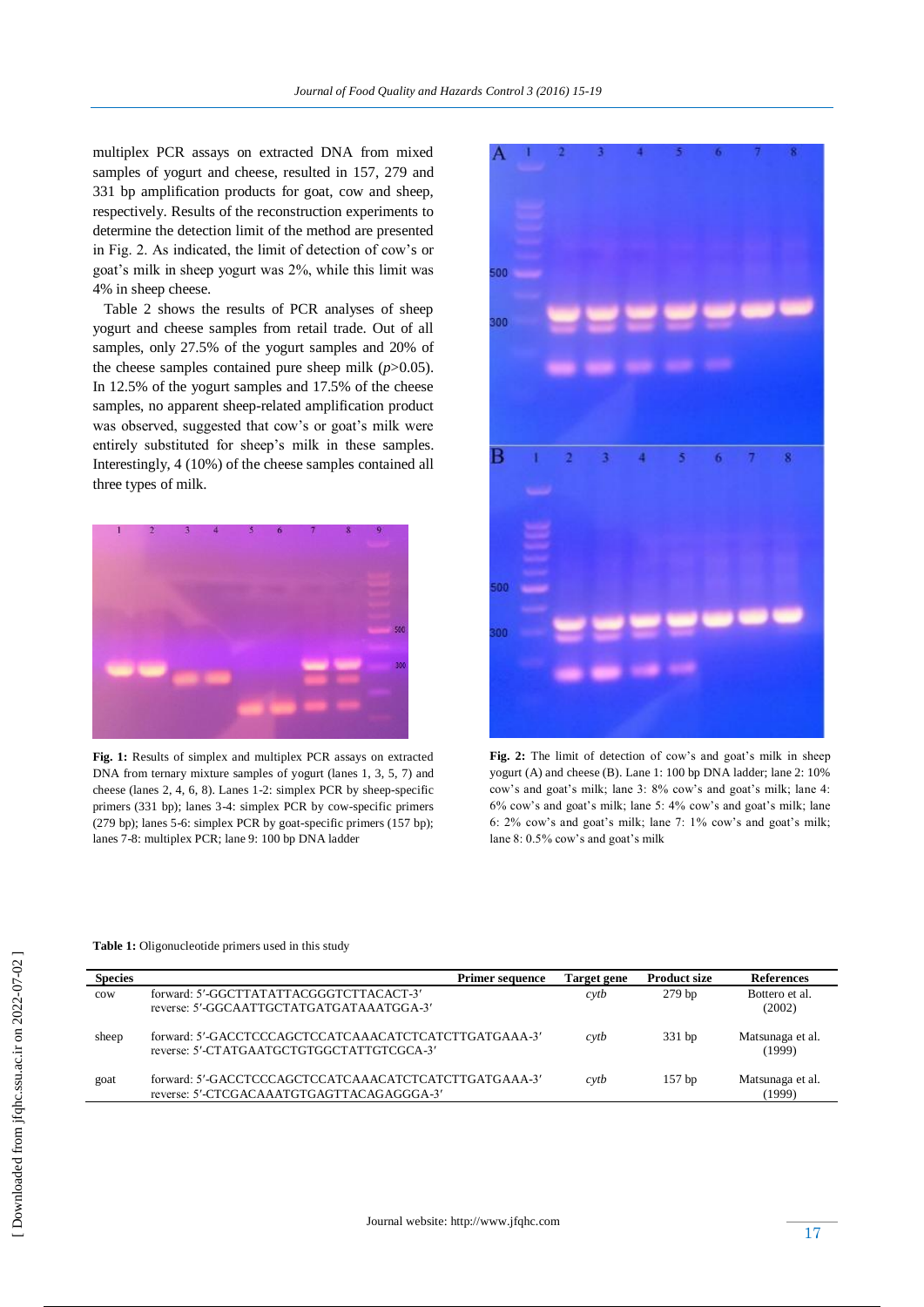multiplex PCR assays on extracted DNA from mixed samples of yogurt and cheese, resulted in 157, 279 and 331 bp amplification products for goat, cow and sheep, respectively. Results of the reconstruction experiments to determine the detection limit of the method are presented in Fig. 2. As indicated, the limit of detection of cow's or goat's milk in sheep yogurt was 2%, while this limit was 4% in sheep cheese.

Table 2 shows the results of PCR analyses of sheep yogurt and cheese samples from retail trade. Out of all samples, only 27.5% of the yogurt samples and 20% of the cheese samples contained pure sheep milk ($p$>0.05). In 12.5% of the yogurt samples and 17.5% of the cheese samples, no apparent sheep-related amplification product was observed, suggested that cow's or goat's milk were entirely substituted for sheep's milk in these samples. Interestingly, 4 (10%) of the cheese samples contained all three types of milk.

**Fig. 1:** Results of simplex and multiplex PCR assays on extracted DNA from ternary mixture samples of yogurt (lanes 1, 3, 5, 7) and cheese (lanes 2, 4, 6, 8). Lanes 1-2: simplex PCR by sheep-specific primers (331 bp); lanes 3-4: simplex PCR by cow-specific primers (279 bp); lanes 5-6: simplex PCR by goat-specific primers (157 bp); lanes 7-8: multiplex PCR; lane 9: 100 bp DNA ladder

**Fig. 2:** The limit of detection of cow's and goat's milk in sheep yogurt (A) and cheese (B). Lane 1: 100 bp DNA ladder; lane 2: 10% cow's and goat's milk; lane 3: 8% cow's and goat's milk; lane 4: 6% cow's and goat's milk; lane 5: 4% cow's and goat's milk; lane 6: 2% cow's and goat's milk; lane 7: 1% cow's and goat's milk; lane 8: 0.5% cow's and goat's milk

**Table 1:** Oligonucleotide primers used in this study

| Species | Primer sequence | Target gene | Product size | References |
|---|---|---|---|---|
| cow | forward: 5′-GGCTTATATTACGGGTCTTACACT-3′<br>reverse: 5′-GGCAATTGCTATGATGATAAATGGA-3′ | *cytb* | 279 bp | Bottero et al. (2002) |
| sheep | forward: 5′-GACCTCCCAGCTCCATCAAACATCTCATCTTGATGAAA-3′<br>reverse: 5′-CTATGAATGCTGTGGCTATTGTCGCA-3′ | *cytb* | 331 bp | Matsunaga et al. (1999) |
| goat | forward: 5′-GACCTCCCAGCTCCATCAAACATCTCATCTTGATGAAA-3′<br>reverse: 5′-CTCGACAAATGTGAGTTACAGAGGGA-3′ | *cytb* | 157 bp | Matsunaga et al. (1999) |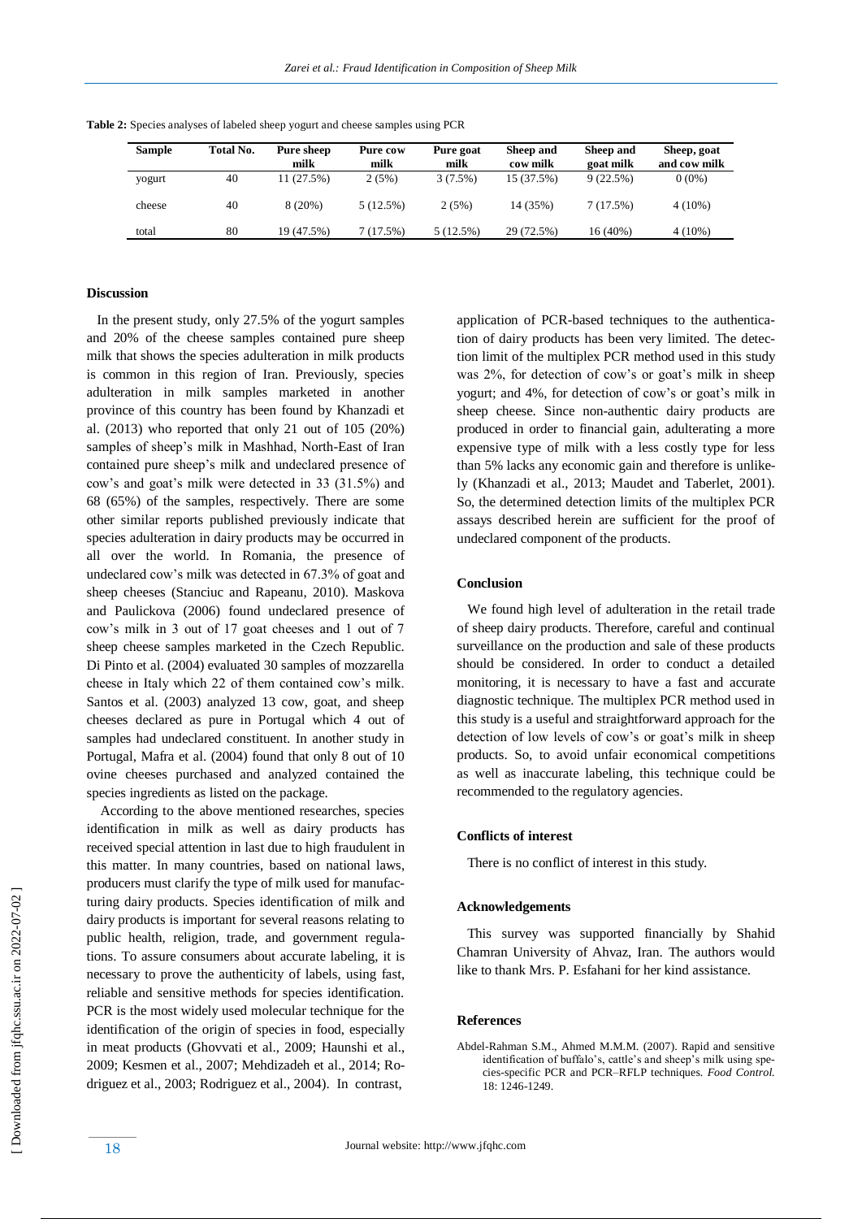**Table 2:** Species analyses of labeled sheep yogurt and cheese samples using PCR

| Sample | Total No. | Pure sheep milk | Pure cow milk | Pure goat milk | Sheep and cow milk | Sheep and goat milk | Sheep, goat and cow milk |
|---|---|---|---|---|---|---|---|
| yogurt | 40 | 11 (27.5%) | 2 (5%) | 3 (7.5%) | 15 (37.5%) | 9 (22.5%) | 0 (0%) |
| cheese | 40 | 8 (20%) | 5 (12.5%) | 2 (5%) | 14 (35%) | 7 (17.5%) | 4 (10%) |
| total | 80 | 19 (47.5%) | 7 (17.5%) | 5 (12.5%) | 29 (72.5%) | 16 (40%) | 4 (10%) |

## Discussion

In the present study, only 27.5% of the yogurt samples and 20% of the cheese samples contained pure sheep milk that shows the species adulteration in milk products is common in this region of Iran. Previously, species adulteration in milk samples marketed in another province of this country has been found by Khanzadi et al. (2013) who reported that only 21 out of 105 (20%) samples of sheep's milk in Mashhad, North-East of Iran contained pure sheep's milk and undeclared presence of cow's and goat's milk were detected in 33 (31.5%) and 68 (65%) of the samples, respectively. There are some other similar reports published previously indicate that species adulteration in dairy products may be occurred in all over the world. In Romania, the presence of undeclared cow's milk was detected in 67.3% of goat and sheep cheeses (Stanciuc and Rapeanu, 2010). Maskova and Paulickova (2006) found undeclared presence of cow's milk in 3 out of 17 goat cheeses and 1 out of 7 sheep cheese samples marketed in the Czech Republic. Di Pinto et al. (2004) evaluated 30 samples of mozzarella cheese in Italy which 22 of them contained cow's milk. Santos et al. (2003) analyzed 13 cow, goat, and sheep cheeses declared as pure in Portugal which 4 out of samples had undeclared constituent. In another study in Portugal, Mafra et al. (2004) found that only 8 out of 10 ovine cheeses purchased and analyzed contained the species ingredients as listed on the package.

According to the above mentioned researches, species identification in milk as well as dairy products has received special attention in last due to high fraudulent in this matter. In many countries, based on national laws, producers must clarify the type of milk used for manufacturing dairy products. Species identification of milk and dairy products is important for several reasons relating to public health, religion, trade, and government regulations. To assure consumers about accurate labeling, it is necessary to prove the authenticity of labels, using fast, reliable and sensitive methods for species identification. PCR is the most widely used molecular technique for the identification of the origin of species in food, especially in meat products (Ghovvati et al., 2009; Haunshi et al., 2009; Kesmen et al., 2007; Mehdizadeh et al., 2014; Rodriguez et al., 2003; Rodriguez et al., 2004). In contrast, application of PCR-based techniques to the authentication of dairy products has been very limited. The detection limit of the multiplex PCR method used in this study was 2%, for detection of cow's or goat's milk in sheep yogurt; and 4%, for detection of cow's or goat's milk in sheep cheese. Since non-authentic dairy products are produced in order to financial gain, adulterating a more expensive type of milk with a less costly type for less than 5% lacks any economic gain and therefore is unlikely (Khanzadi et al., 2013; Maudet and Taberlet, 2001). So, the determined detection limits of the multiplex PCR assays described herein are sufficient for the proof of undeclared component of the products.

## Conclusion

We found high level of adulteration in the retail trade of sheep dairy products. Therefore, careful and continual surveillance on the production and sale of these products should be considered. In order to conduct a detailed monitoring, it is necessary to have a fast and accurate diagnostic technique. The multiplex PCR method used in this study is a useful and straightforward approach for the detection of low levels of cow's or goat's milk in sheep products. So, to avoid unfair economical competitions as well as inaccurate labeling, this technique could be recommended to the regulatory agencies.

## Conflicts of interest

There is no conflict of interest in this study.

## Acknowledgements

This survey was supported financially by Shahid Chamran University of Ahvaz, Iran. The authors would like to thank Mrs. P. Esfahani for her kind assistance.

## References

Abdel-Rahman S.M., Ahmed M.M.M. (2007). Rapid and sensitive identification of buffalo's, cattle's and sheep's milk using species-specific PCR and PCR–RFLP techniques. *Food Control*. 18: 1246-1249.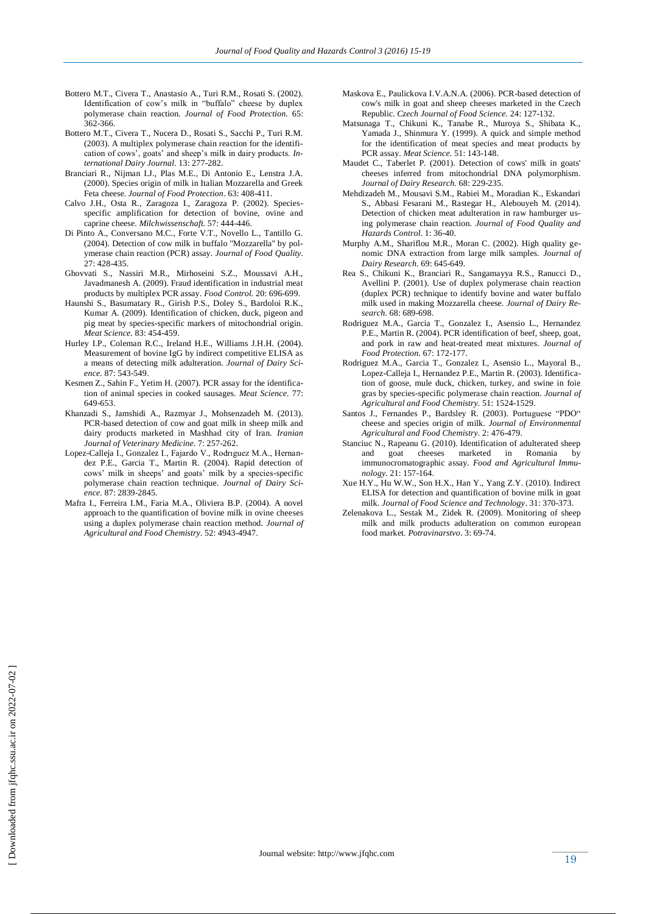Bottero M.T., Civera T., Anastasio A., Turi R.M., Rosati S. (2002). Identification of cow's milk in "buffalo" cheese by duplex polymerase chain reaction. *Journal of Food Protection*. 65: 362-366.

Bottero M.T., Civera T., Nucera D., Rosati S., Sacchi P., Turi R.M. (2003). A multiplex polymerase chain reaction for the identification of cows', goats' and sheep's milk in dairy products. *International Dairy Journal*. 13: 277-282.

Branciari R., Nijman I.J., Plas M.E., Di Antonio E., Lenstra J.A. (2000). Species origin of milk in Italian Mozzarella and Greek Feta cheese. *Journal of Food Protection*. 63: 408-411.

Calvo J.H., Osta R., Zaragoza I., Zaragoza P. (2002). Species-specific amplification for detection of bovine, ovine and caprine cheese. *Milchwissenschaft*. 57: 444-446.

Di Pinto A., Conversano M.C., Forte V.T., Novello L., Tantillo G. (2004). Detection of cow milk in buffalo "Mozzarella" by polymerase chain reaction (PCR) assay. *Journal of Food Quality*. 27: 428-435.

Ghovvati S., Nassiri M.R., Mirhoseini S.Z., Moussavi A.H., Javadmanesh A. (2009). Fraud identification in industrial meat products by multiplex PCR assay. *Food Control*. 20: 696-699.

Haunshi S., Basumatary R., Girish P.S., Doley S., Bardoloi R.K., Kumar A. (2009). Identification of chicken, duck, pigeon and pig meat by species-specific markers of mitochondrial origin. *Meat Science*. 83: 454-459.

Hurley I.P., Coleman R.C., Ireland H.E., Williams J.H.H. (2004). Measurement of bovine IgG by indirect competitive ELISA as a means of detecting milk adulteration. *Journal of Dairy Science*. 87: 543-549.

Kesmen Z., Sahin F., Yetim H. (2007). PCR assay for the identification of animal species in cooked sausages. *Meat Science*. 77: 649-653.

Khanzadi S., Jamshidi A., Razmyar J., Mohsenzadeh M. (2013). PCR-based detection of cow and goat milk in sheep milk and dairy products marketed in Mashhad city of Iran. *Iranian Journal of Veterinary Medicine*. 7: 257-262.

Lopez-Calleja I., Gonzalez I., Fajardo V., Rodrıguez M.A., Hernandez P.E., Garcia T., Martin R. (2004). Rapid detection of cows' milk in sheeps' and goats' milk by a species-specific polymerase chain reaction technique. *Journal of Dairy Science*. 87: 2839-2845.

Mafra I., Ferreira I.M., Faria M.A., Oliviera B.P. (2004). A novel approach to the quantification of bovine milk in ovine cheeses using a duplex polymerase chain reaction method. *Journal of Agricultural and Food Chemistry*. 52: 4943-4947.

Maskova E., Paulickova I.V.A.N.A. (2006). PCR-based detection of cow's milk in goat and sheep cheeses marketed in the Czech Republic. *Czech Journal of Food Science*. 24: 127-132.

Matsunaga T., Chikuni K., Tanabe R., Muroya S., Shibata K., Yamada J., Shinmura Y. (1999). A quick and simple method for the identification of meat species and meat products by PCR assay. *Meat Science*. 51: 143-148.

Maudet C., Taberlet P. (2001). Detection of cows' milk in goats' cheeses inferred from mitochondrial DNA polymorphism. *Journal of Dairy Research*. 68: 229-235.

Mehdizadeh M., Mousavi S.M., Rabiei M., Moradian K., Eskandari S., Abbasi Fesarani M., Rastegar H., Alebouyeh M. (2014). Detection of chicken meat adulteration in raw hamburger using polymerase chain reaction. *Journal of Food Quality and Hazards Control*. 1: 36-40.

Murphy A.M., Shariflou M.R., Moran C. (2002). High quality genomic DNA extraction from large milk samples. *Journal of Dairy Research*. 69: 645-649.

Rea S., Chikuni K., Branciari R., Sangamayya R.S., Ranucci D., Avellini P. (2001). Use of duplex polymerase chain reaction (duplex PCR) technique to identify bovine and water buffalo milk used in making Mozzarella cheese. *Journal of Dairy Research*. 68: 689-698.

Rodriguez M.A., Garcia T., Gonzalez I., Asensio L., Hernandez P.E., Martin R. (2004). PCR identification of beef, sheep, goat, and pork in raw and heat-treated meat mixtures. *Journal of Food Protection*. 67: 172-177.

Rodriguez M.A., Garcia T., Gonzalez I., Asensio L., Mayoral B., Lopez-Calleja I., Hernandez P.E., Martin R. (2003). Identification of goose, mule duck, chicken, turkey, and swine in foie gras by species-specific polymerase chain reaction. *Journal of Agricultural and Food Chemistry*. 51: 1524-1529.

Santos J., Fernandes P., Bardsley R. (2003). Portuguese "PDO" cheese and species origin of milk. *Journal of Environmental Agricultural and Food Chemistry*. 2: 476-479.

Stanciuc N., Rapeanu G. (2010). Identification of adulterated sheep and goat cheeses marketed in Romania by immunocromatographic assay. *Food and Agricultural Immunology*. 21: 157-164.

Xue H.Y., Hu W.W., Son H.X., Han Y., Yang Z.Y. (2010). Indirect ELISA for detection and quantification of bovine milk in goat milk. *Journal of Food Science and Technology*. 31: 370-373.

Zelenakova L., Sestak M., Zidek R. (2009). Monitoring of sheep milk and milk products adulteration on common european food market. *Potravinarstvo*. 3: 69-74.